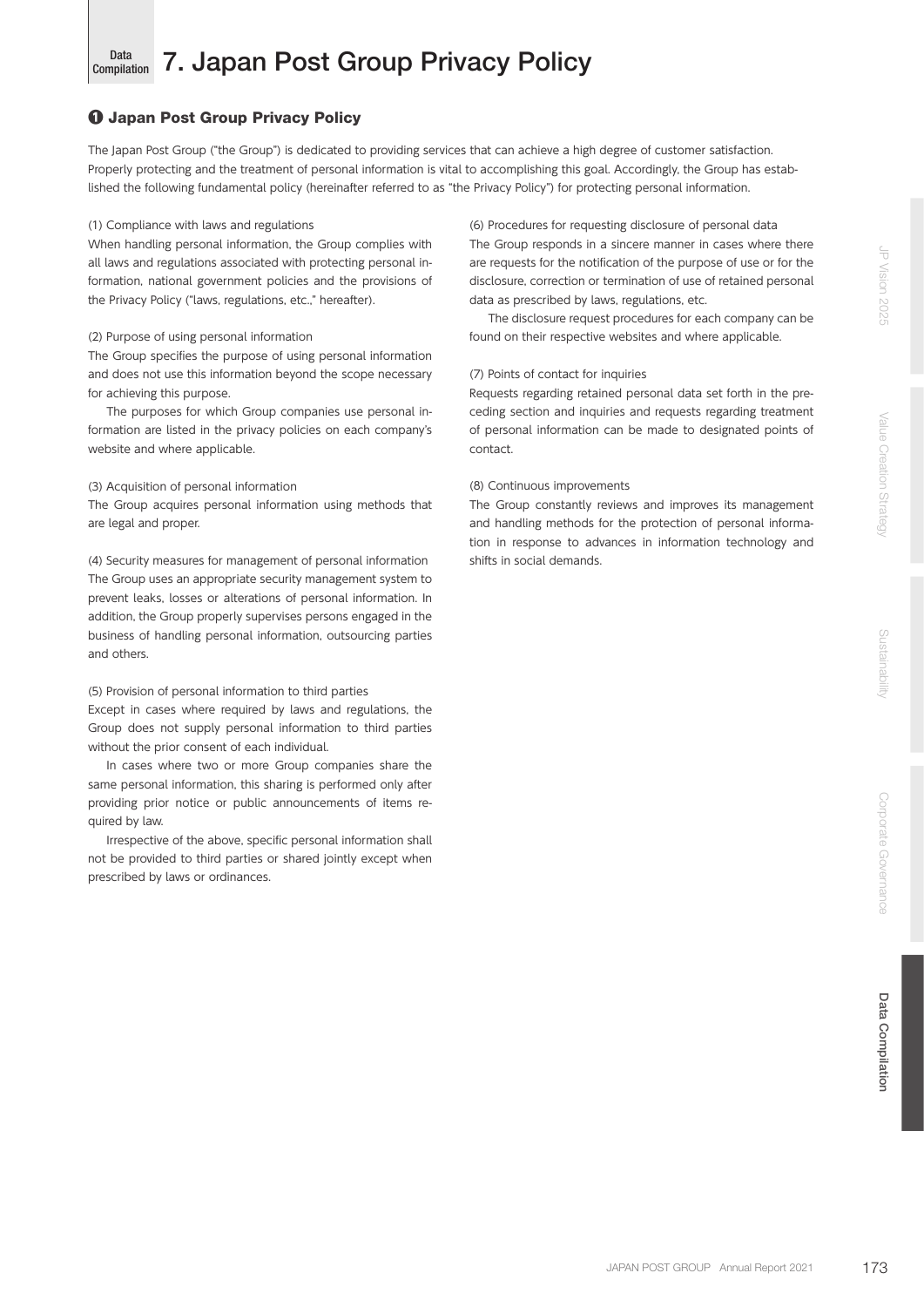# 7. Japan Post Group Privacy Policy

## ❶ Japan Post Group Privacy Policy

The Japan Post Group ("the Group") is dedicated to providing services that can achieve a high degree of customer satisfaction. Properly protecting and the treatment of personal information is vital to accomplishing this goal. Accordingly, the Group has established the following fundamental policy (hereinafter referred to as "the Privacy Policy") for protecting personal information.

(1) Compliance with laws and regulations

When handling personal information, the Group complies with all laws and regulations associated with protecting personal information, national government policies and the provisions of the Privacy Policy ("laws, regulations, etc.," hereafter).

(2) Purpose of using personal information

The Group specifies the purpose of using personal information and does not use this information beyond the scope necessary for achieving this purpose.

The purposes for which Group companies use personal information are listed in the privacy policies on each company's website and where applicable.

(3) Acquisition of personal information

The Group acquires personal information using methods that are legal and proper.

(4) Security measures for management of personal information

The Group uses an appropriate security management system to prevent leaks, losses or alterations of personal information. In addition, the Group properly supervises persons engaged in the business of handling personal information, outsourcing parties and others.

(5) Provision of personal information to third parties

Except in cases where required by laws and regulations, the Group does not supply personal information to third parties without the prior consent of each individual.

In cases where two or more Group companies share the same personal information, this sharing is performed only after providing prior notice or public announcements of items required by law.

Irrespective of the above, specific personal information shall not be provided to third parties or shared jointly except when prescribed by laws or ordinances.

(6) Procedures for requesting disclosure of personal data

The Group responds in a sincere manner in cases where there are requests for the notification of the purpose of use or for the disclosure, correction or termination of use of retained personal data as prescribed by laws, regulations, etc.

The disclosure request procedures for each company can be found on their respective websites and where applicable.

(7) Points of contact for inquiries

Requests regarding retained personal data set forth in the preceding section and inquiries and requests regarding treatment of personal information can be made to designated points of contact.

(8) Continuous improvements

The Group constantly reviews and improves its management and handling methods for the protection of personal information in response to advances in information technology and shifts in social demands.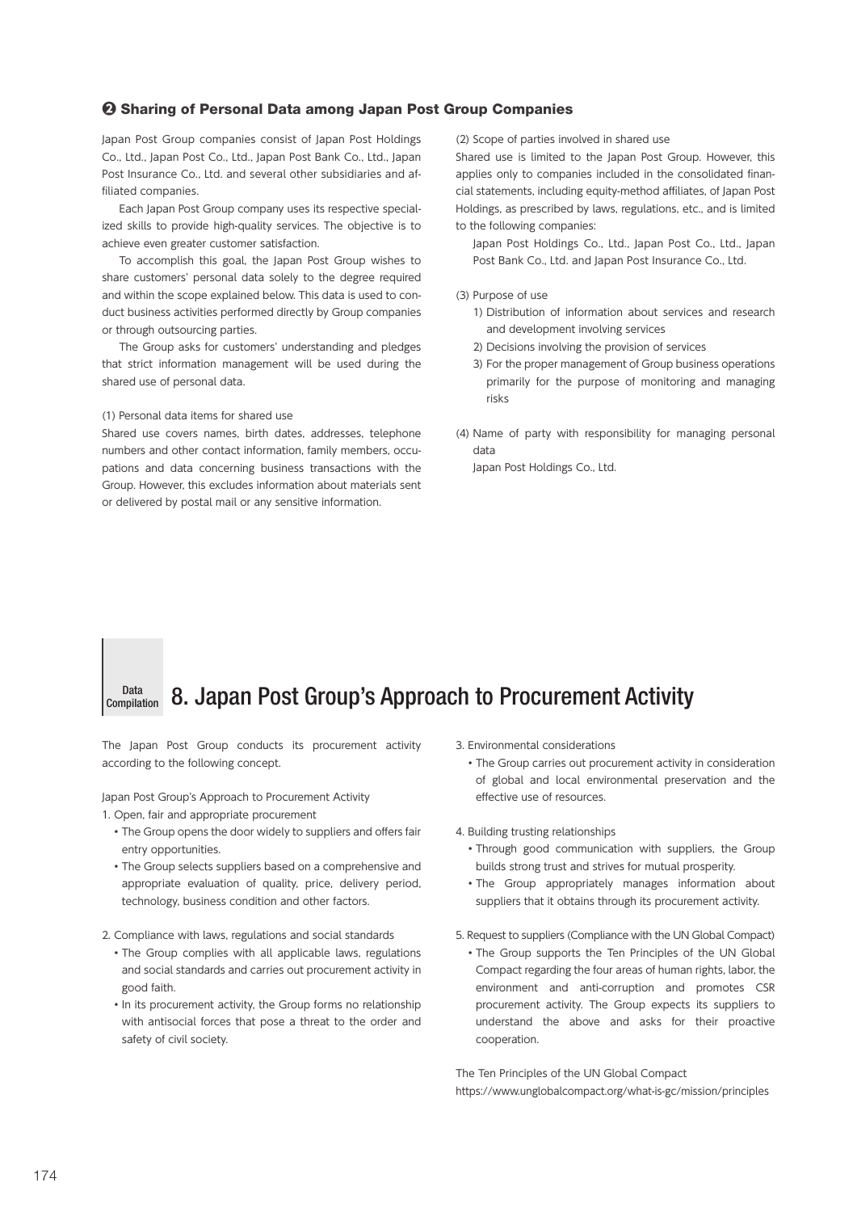### ❷ Sharing of Personal Data among Japan Post Group Companies

Japan Post Group companies consist of Japan Post Holdings Co., Ltd., Japan Post Co., Ltd., Japan Post Bank Co., Ltd., Japan Post Insurance Co., Ltd. and several other subsidiaries and affiliated companies.

Each Japan Post Group company uses its respective specialized skills to provide high-quality services. The objective is to achieve even greater customer satisfaction.

To accomplish this goal, the Japan Post Group wishes to share customers' personal data solely to the degree required and within the scope explained below. This data is used to conduct business activities performed directly by Group companies or through outsourcing parties.

The Group asks for customers' understanding and pledges that strict information management will be used during the shared use of personal data.

(1) Personal data items for shared use

Shared use covers names, birth dates, addresses, telephone numbers and other contact information, family members, occupations and data concerning business transactions with the Group. However, this excludes information about materials sent or delivered by postal mail or any sensitive information.

(2) Scope of parties involved in shared use

Shared use is limited to the Japan Post Group. However, this applies only to companies included in the consolidated financial statements, including equity-method affiliates, of Japan Post Holdings, as prescribed by laws, regulations, etc., and is limited to the following companies:

Japan Post Holdings Co., Ltd., Japan Post Co., Ltd., Japan Post Bank Co., Ltd. and Japan Post Insurance Co., Ltd.

(3) Purpose of use

1) Distribution of information about services and research and development involving services
2) Decisions involving the provision of services
3) For the proper management of Group business operations primarily for the purpose of monitoring and managing risks

(4) Name of party with responsibility for managing personal data

Japan Post Holdings Co., Ltd.

Data Compilation

## 8. Japan Post Group's Approach to Procurement Activity

The Japan Post Group conducts its procurement activity according to the following concept.

Japan Post Group's Approach to Procurement Activity

1. Open, fair and appropriate procurement
   - The Group opens the door widely to suppliers and offers fair entry opportunities.
   - The Group selects suppliers based on a comprehensive and appropriate evaluation of quality, price, delivery period, technology, business condition and other factors.

2. Compliance with laws, regulations and social standards
   - The Group complies with all applicable laws, regulations and social standards and carries out procurement activity in good faith.
   - In its procurement activity, the Group forms no relationship with antisocial forces that pose a threat to the order and safety of civil society.

3. Environmental considerations
   - The Group carries out procurement activity in consideration of global and local environmental preservation and the effective use of resources.

4. Building trusting relationships
   - Through good communication with suppliers, the Group builds strong trust and strives for mutual prosperity.
   - The Group appropriately manages information about suppliers that it obtains through its procurement activity.

5. Request to suppliers (Compliance with the UN Global Compact)
   - The Group supports the Ten Principles of the UN Global Compact regarding the four areas of human rights, labor, the environment and anti-corruption and promotes CSR procurement activity. The Group expects its suppliers to understand the above and asks for their proactive cooperation.

The Ten Principles of the UN Global Compact
https://www.unglobalcompact.org/what-is-gc/mission/principles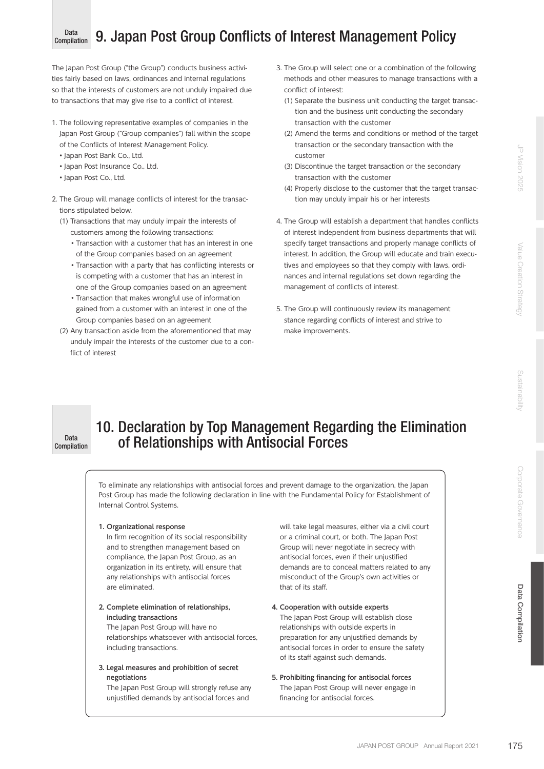# 9. Japan Post Group Conflicts of Interest Management Policy

The Japan Post Group ("the Group") conducts business activities fairly based on laws, ordinances and internal regulations so that the interests of customers are not unduly impaired due to transactions that may give rise to a conflict of interest.

1. The following representative examples of companies in the Japan Post Group ("Group companies") fall within the scope of the Conflicts of Interest Management Policy.
   - Japan Post Bank Co., Ltd.
   - Japan Post Insurance Co., Ltd.
   - Japan Post Co., Ltd.

2. The Group will manage conflicts of interest for the transactions stipulated below.
   (1) Transactions that may unduly impair the interests of customers among the following transactions:
   - Transaction with a customer that has an interest in one of the Group companies based on an agreement
   - Transaction with a party that has conflicting interests or is competing with a customer that has an interest in one of the Group companies based on an agreement
   - Transaction that makes wrongful use of information gained from a customer with an interest in one of the Group companies based on an agreement

   (2) Any transaction aside from the aforementioned that may unduly impair the interests of the customer due to a conflict of interest

3. The Group will select one or a combination of the following methods and other measures to manage transactions with a conflict of interest:
   (1) Separate the business unit conducting the target transaction and the business unit conducting the secondary transaction with the customer
   (2) Amend the terms and conditions or method of the target transaction or the secondary transaction with the customer
   (3) Discontinue the target transaction or the secondary transaction with the customer
   (4) Properly disclose to the customer that the target transaction may unduly impair his or her interests

4. The Group will establish a department that handles conflicts of interest independent from business departments that will specify target transactions and properly manage conflicts of interest. In addition, the Group will educate and train executives and employees so that they comply with laws, ordinances and internal regulations set down regarding the management of conflicts of interest.

5. The Group will continuously review its management stance regarding conflicts of interest and strive to make improvements.

# 10. Declaration by Top Management Regarding the Elimination of Relationships with Antisocial Forces

To eliminate any relationships with antisocial forces and prevent damage to the organization, the Japan Post Group has made the following declaration in line with the Fundamental Policy for Establishment of Internal Control Systems.

**1. Organizational response**
In firm recognition of its social responsibility and to strengthen management based on compliance, the Japan Post Group, as an organization in its entirety, will ensure that any relationships with antisocial forces are eliminated.

**2. Complete elimination of relationships, including transactions**
The Japan Post Group will have no relationships whatsoever with antisocial forces, including transactions.

**3. Legal measures and prohibition of secret negotiations**
The Japan Post Group will strongly refuse any unjustified demands by antisocial forces and will take legal measures, either via a civil court or a criminal court, or both. The Japan Post Group will never negotiate in secrecy with antisocial forces, even if their unjustified demands are to conceal matters related to any misconduct of the Group's own activities or that of its staff.

**4. Cooperation with outside experts**
The Japan Post Group will establish close relationships with outside experts in preparation for any unjustified demands by antisocial forces in order to ensure the safety of its staff against such demands.

**5. Prohibiting financing for antisocial forces**
The Japan Post Group will never engage in financing for antisocial forces.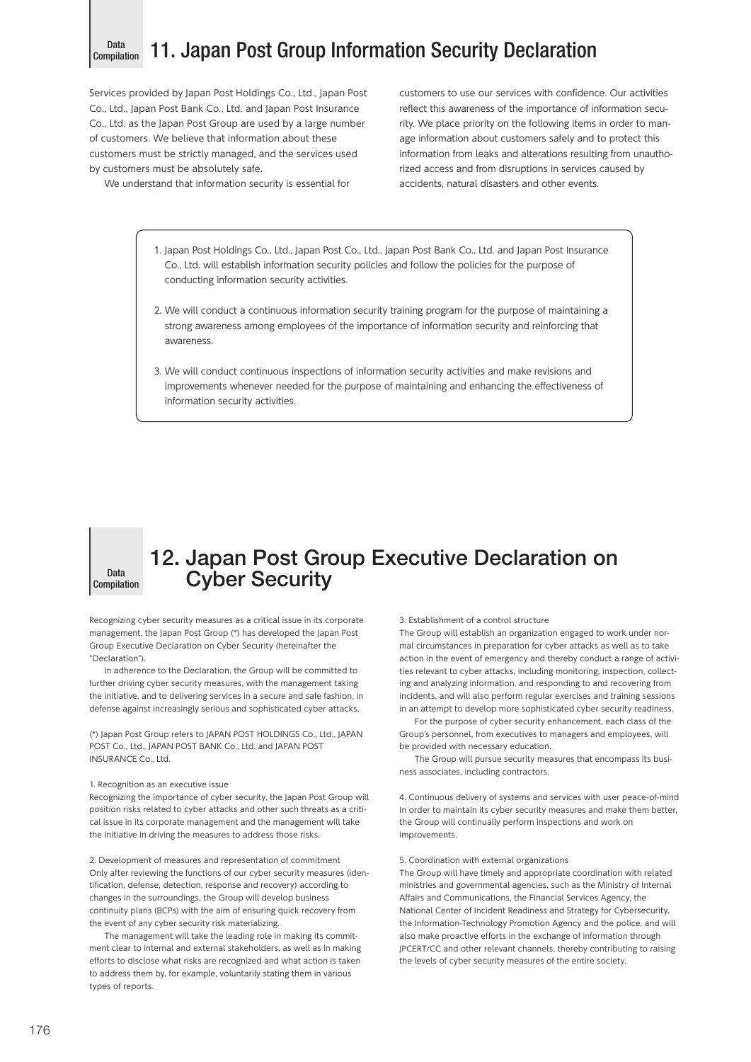Data Compilation

## 11. Japan Post Group Information Security Declaration

Services provided by Japan Post Holdings Co., Ltd., Japan Post Co., Ltd., Japan Post Bank Co., Ltd. and Japan Post Insurance Co., Ltd. as the Japan Post Group are used by a large number of customers. We believe that information about these customers must be strictly managed, and the services used by customers must be absolutely safe.

We understand that information security is essential for customers to use our services with confidence. Our activities reflect this awareness of the importance of information security. We place priority on the following items in order to manage information about customers safely and to protect this information from leaks and alterations resulting from unauthorized access and from disruptions in services caused by accidents, natural disasters and other events.

1. Japan Post Holdings Co., Ltd., Japan Post Co., Ltd., Japan Post Bank Co., Ltd. and Japan Post Insurance Co., Ltd. will establish information security policies and follow the policies for the purpose of conducting information security activities.
2. We will conduct a continuous information security training program for the purpose of maintaining a strong awareness among employees of the importance of information security and reinforcing that awareness.
3. We will conduct continuous inspections of information security activities and make revisions and improvements whenever needed for the purpose of maintaining and enhancing the effectiveness of information security activities.

Data Compilation

## 12. Japan Post Group Executive Declaration on Cyber Security

Recognizing cyber security measures as a critical issue in its corporate management, the Japan Post Group (*) has developed the Japan Post Group Executive Declaration on Cyber Security (hereinafter the "Declaration").

In adherence to the Declaration, the Group will be committed to further driving cyber security measures, with the management taking the initiative, and to delivering services in a secure and safe fashion, in defense against increasingly serious and sophisticated cyber attacks.

(*) Japan Post Group refers to JAPAN POST HOLDINGS Co., Ltd., JAPAN POST Co., Ltd., JAPAN POST BANK Co., Ltd. and JAPAN POST INSURANCE Co., Ltd.

1. Recognition as an executive issue

Recognizing the importance of cyber security, the Japan Post Group will position risks related to cyber attacks and other such threats as a critical issue in its corporate management and the management will take the initiative in driving the measures to address those risks.

2. Development of measures and representation of commitment

Only after reviewing the functions of our cyber security measures (identification, defense, detection, response and recovery) according to changes in the surroundings, the Group will develop business continuity plans (BCPs) with the aim of ensuring quick recovery from the event of any cyber security risk materializing.

The management will take the leading role in making its commitment clear to internal and external stakeholders, as well as in making efforts to disclose what risks are recognized and what action is taken to address them by, for example, voluntarily stating them in various types of reports.

3. Establishment of a control structure

The Group will establish an organization engaged to work under normal circumstances in preparation for cyber attacks as well as to take action in the event of emergency and thereby conduct a range of activities relevant to cyber attacks, including monitoring, inspection, collecting and analyzing information, and responding to and recovering from incidents, and will also perform regular exercises and training sessions in an attempt to develop more sophisticated cyber security readiness.

For the purpose of cyber security enhancement, each class of the Group's personnel, from executives to managers and employees, will be provided with necessary education.

The Group will pursue security measures that encompass its business associates, including contractors.

4. Continuous delivery of systems and services with user peace-of-mind

In order to maintain its cyber security measures and make them better, the Group will continually perform inspections and work on improvements.

5. Coordination with external organizations

The Group will have timely and appropriate coordination with related ministries and governmental agencies, such as the Ministry of Internal Affairs and Communications, the Financial Services Agency, the National Center of Incident Readiness and Strategy for Cybersecurity, the Information-Technology Promotion Agency and the police, and will also make proactive efforts in the exchange of information through JPCERT/CC and other relevant channels, thereby contributing to raising the levels of cyber security measures of the entire society.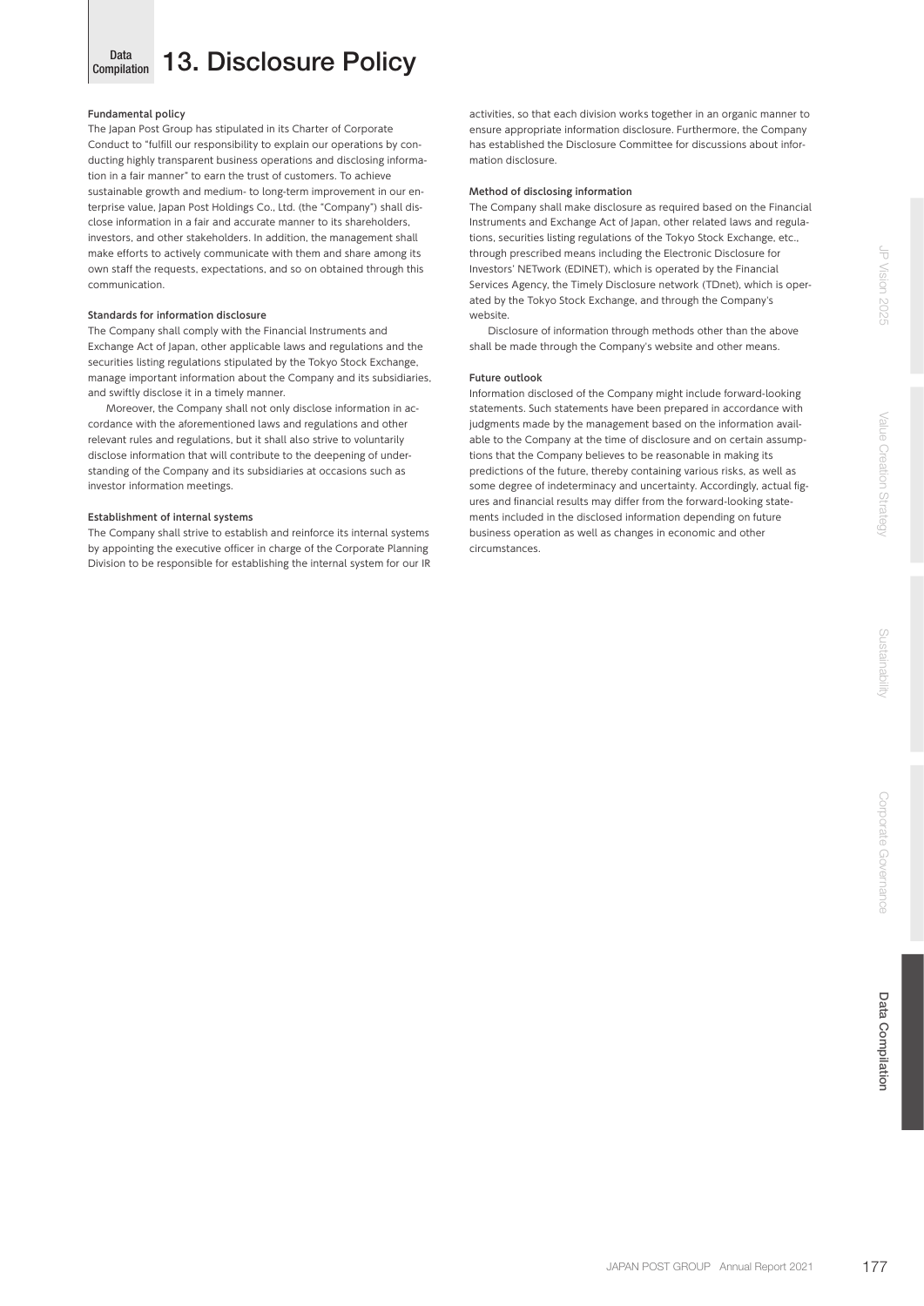# 13. Disclosure Policy

### Fundamental policy

The Japan Post Group has stipulated in its Charter of Corporate Conduct to "fulfill our responsibility to explain our operations by conducting highly transparent business operations and disclosing information in a fair manner" to earn the trust of customers. To achieve sustainable growth and medium- to long-term improvement in our enterprise value, Japan Post Holdings Co., Ltd. (the "Company") shall disclose information in a fair and accurate manner to its shareholders, investors, and other stakeholders. In addition, the management shall make efforts to actively communicate with them and share among its own staff the requests, expectations, and so on obtained through this communication.

### Standards for information disclosure

The Company shall comply with the Financial Instruments and Exchange Act of Japan, other applicable laws and regulations and the securities listing regulations stipulated by the Tokyo Stock Exchange, manage important information about the Company and its subsidiaries, and swiftly disclose it in a timely manner.

Moreover, the Company shall not only disclose information in accordance with the aforementioned laws and regulations and other relevant rules and regulations, but it shall also strive to voluntarily disclose information that will contribute to the deepening of understanding of the Company and its subsidiaries at occasions such as investor information meetings.

### Establishment of internal systems

The Company shall strive to establish and reinforce its internal systems by appointing the executive officer in charge of the Corporate Planning Division to be responsible for establishing the internal system for our IR activities, so that each division works together in an organic manner to ensure appropriate information disclosure. Furthermore, the Company has established the Disclosure Committee for discussions about information disclosure.

### Method of disclosing information

The Company shall make disclosure as required based on the Financial Instruments and Exchange Act of Japan, other related laws and regulations, securities listing regulations of the Tokyo Stock Exchange, etc., through prescribed means including the Electronic Disclosure for Investors' NETwork (EDINET), which is operated by the Financial Services Agency, the Timely Disclosure network (TDnet), which is operated by the Tokyo Stock Exchange, and through the Company's website.

Disclosure of information through methods other than the above shall be made through the Company's website and other means.

### Future outlook

Information disclosed of the Company might include forward-looking statements. Such statements have been prepared in accordance with judgments made by the management based on the information available to the Company at the time of disclosure and on certain assumptions that the Company believes to be reasonable in making its predictions of the future, thereby containing various risks, as well as some degree of indeterminacy and uncertainty. Accordingly, actual figures and financial results may differ from the forward-looking statements included in the disclosed information depending on future business operation as well as changes in economic and other circumstances.